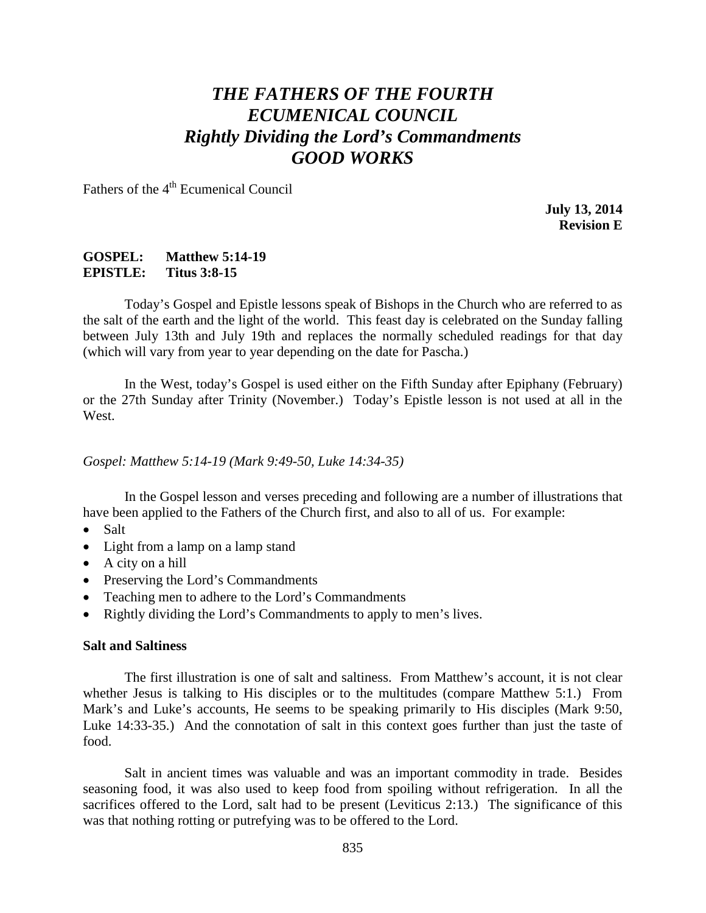# *THE FATHERS OF THE FOURTH ECUMENICAL COUNCIL*
# *Rightly Dividing the Lord's Commandments*
# *GOOD WORKS*

Fathers of the 4th Ecumenical Council

**July 13, 2014**
**Revision E**

**GOSPEL: Matthew 5:14-19**
**EPISTLE: Titus 3:8-15**

Today's Gospel and Epistle lessons speak of Bishops in the Church who are referred to as the salt of the earth and the light of the world. This feast day is celebrated on the Sunday falling between July 13th and July 19th and replaces the normally scheduled readings for that day (which will vary from year to year depending on the date for Pascha.)

In the West, today's Gospel is used either on the Fifth Sunday after Epiphany (February) or the 27th Sunday after Trinity (November.) Today's Epistle lesson is not used at all in the West.

*Gospel: Matthew 5:14-19 (Mark 9:49-50, Luke 14:34-35)*

In the Gospel lesson and verses preceding and following are a number of illustrations that have been applied to the Fathers of the Church first, and also to all of us. For example:

- Salt
- Light from a lamp on a lamp stand
- A city on a hill
- Preserving the Lord's Commandments
- Teaching men to adhere to the Lord's Commandments
- Rightly dividing the Lord's Commandments to apply to men's lives.

**Salt and Saltiness**

The first illustration is one of salt and saltiness. From Matthew's account, it is not clear whether Jesus is talking to His disciples or to the multitudes (compare Matthew 5:1.) From Mark's and Luke's accounts, He seems to be speaking primarily to His disciples (Mark 9:50, Luke 14:33-35.) And the connotation of salt in this context goes further than just the taste of food.

Salt in ancient times was valuable and was an important commodity in trade. Besides seasoning food, it was also used to keep food from spoiling without refrigeration. In all the sacrifices offered to the Lord, salt had to be present (Leviticus 2:13.) The significance of this was that nothing rotting or putrefying was to be offered to the Lord.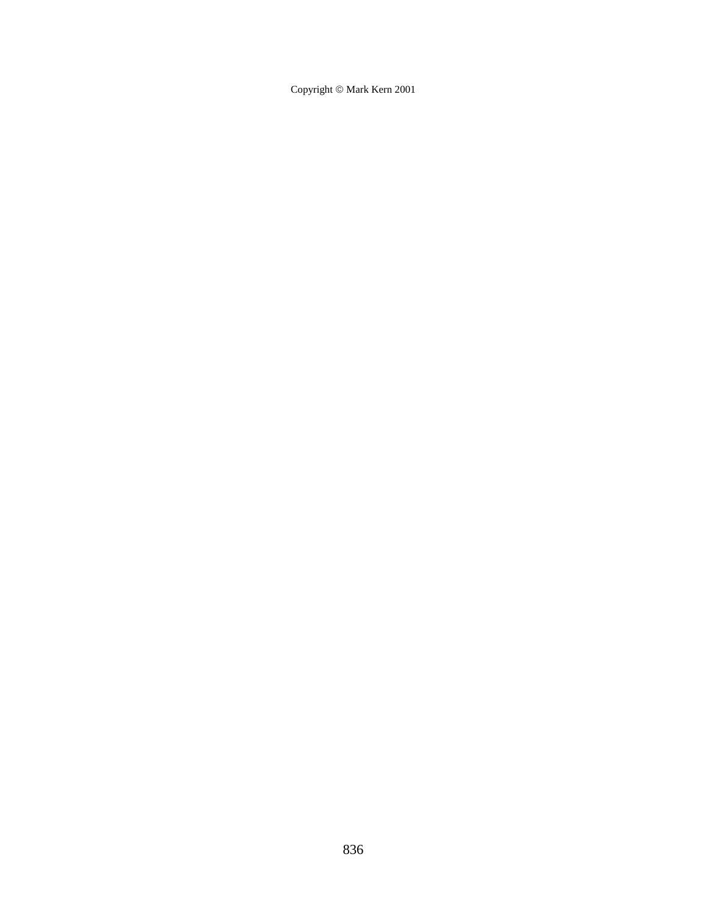Copyright © Mark Kern 2001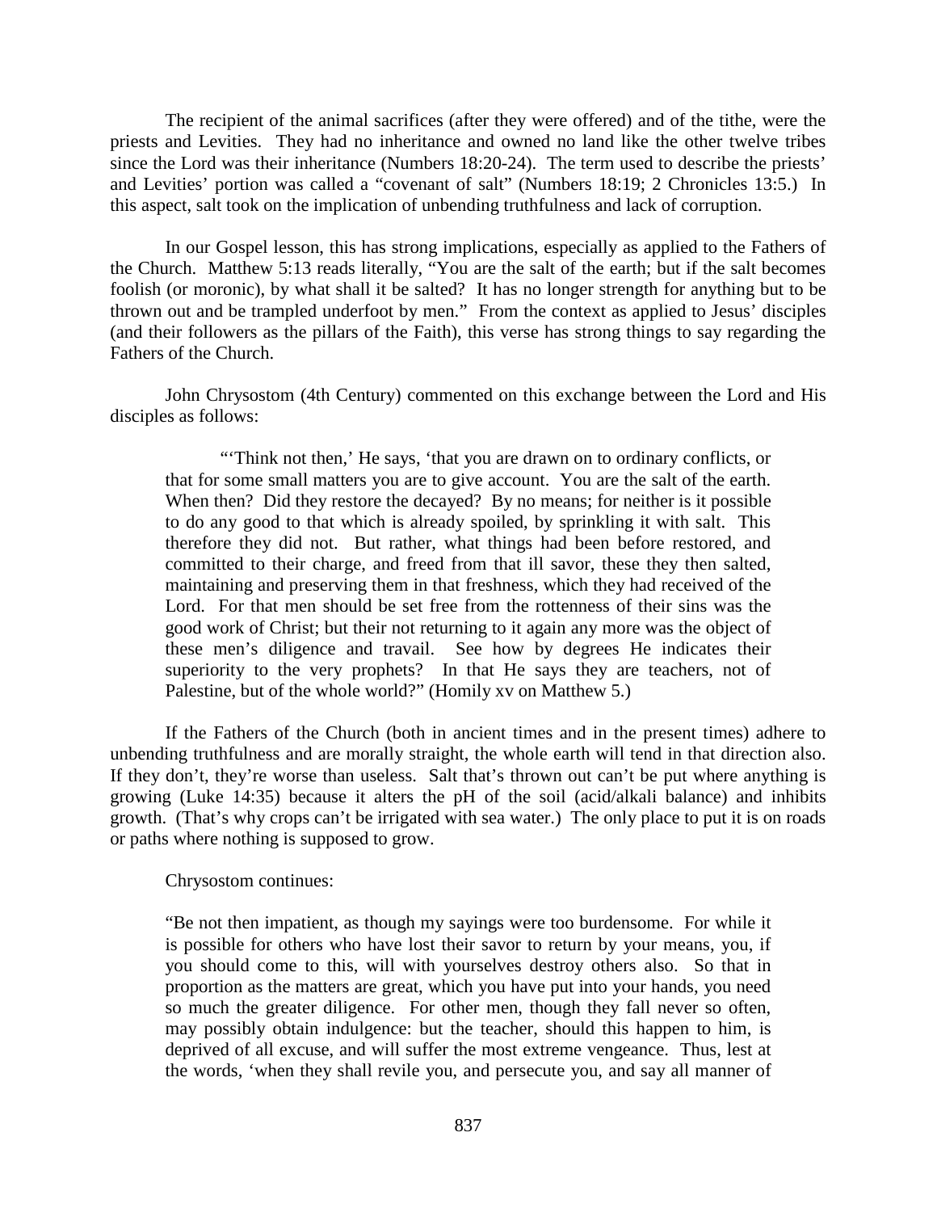The recipient of the animal sacrifices (after they were offered) and of the tithe, were the priests and Levities. They had no inheritance and owned no land like the other twelve tribes since the Lord was their inheritance (Numbers 18:20-24). The term used to describe the priests' and Levities' portion was called a "covenant of salt" (Numbers 18:19; 2 Chronicles 13:5.) In this aspect, salt took on the implication of unbending truthfulness and lack of corruption.

In our Gospel lesson, this has strong implications, especially as applied to the Fathers of the Church. Matthew 5:13 reads literally, "You are the salt of the earth; but if the salt becomes foolish (or moronic), by what shall it be salted? It has no longer strength for anything but to be thrown out and be trampled underfoot by men." From the context as applied to Jesus' disciples (and their followers as the pillars of the Faith), this verse has strong things to say regarding the Fathers of the Church.

John Chrysostom (4th Century) commented on this exchange between the Lord and His disciples as follows:

> "'Think not then,' He says, 'that you are drawn on to ordinary conflicts, or that for some small matters you are to give account. You are the salt of the earth. When then? Did they restore the decayed? By no means; for neither is it possible to do any good to that which is already spoiled, by sprinkling it with salt. This therefore they did not. But rather, what things had been before restored, and committed to their charge, and freed from that ill savor, these they then salted, maintaining and preserving them in that freshness, which they had received of the Lord. For that men should be set free from the rottenness of their sins was the good work of Christ; but their not returning to it again any more was the object of these men's diligence and travail. See how by degrees He indicates their superiority to the very prophets? In that He says they are teachers, not of Palestine, but of the whole world?" (Homily xv on Matthew 5.)

If the Fathers of the Church (both in ancient times and in the present times) adhere to unbending truthfulness and are morally straight, the whole earth will tend in that direction also. If they don't, they're worse than useless. Salt that's thrown out can't be put where anything is growing (Luke 14:35) because it alters the pH of the soil (acid/alkali balance) and inhibits growth. (That's why crops can't be irrigated with sea water.) The only place to put it is on roads or paths where nothing is supposed to grow.

Chrysostom continues:

> "Be not then impatient, as though my sayings were too burdensome. For while it is possible for others who have lost their savor to return by your means, you, if you should come to this, will with yourselves destroy others also. So that in proportion as the matters are great, which you have put into your hands, you need so much the greater diligence. For other men, though they fall never so often, may possibly obtain indulgence: but the teacher, should this happen to him, is deprived of all excuse, and will suffer the most extreme vengeance. Thus, lest at the words, 'when they shall revile you, and persecute you, and say all manner of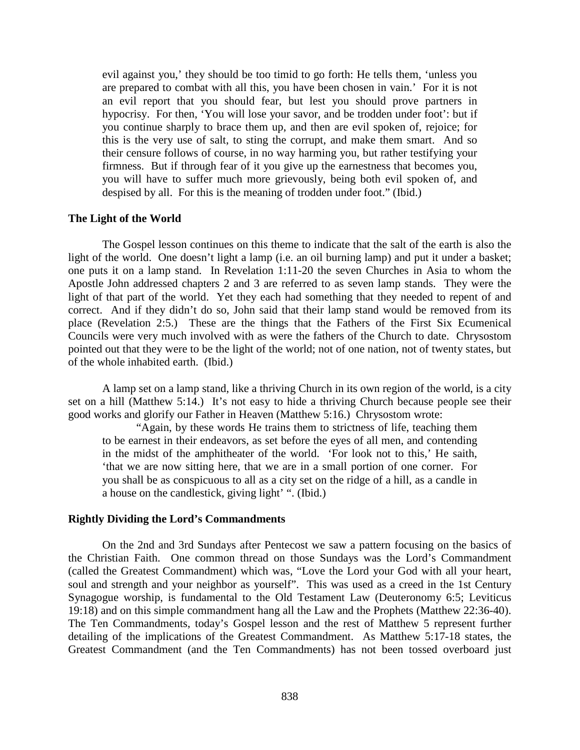> evil against you,' they should be too timid to go forth: He tells them, 'unless you are prepared to combat with all this, you have been chosen in vain.' For it is not an evil report that you should fear, but lest you should prove partners in hypocrisy. For then, 'You will lose your savor, and be trodden under foot': but if you continue sharply to brace them up, and then are evil spoken of, rejoice; for this is the very use of salt, to sting the corrupt, and make them smart. And so their censure follows of course, in no way harming you, but rather testifying your firmness. But if through fear of it you give up the earnestness that becomes you, you will have to suffer much more grievously, being both evil spoken of, and despised by all. For this is the meaning of trodden under foot." (Ibid.)

**The Light of the World**

The Gospel lesson continues on this theme to indicate that the salt of the earth is also the light of the world. One doesn't light a lamp (i.e. an oil burning lamp) and put it under a basket; one puts it on a lamp stand. In Revelation 1:11-20 the seven Churches in Asia to whom the Apostle John addressed chapters 2 and 3 are referred to as seven lamp stands. They were the light of that part of the world. Yet they each had something that they needed to repent of and correct. And if they didn't do so, John said that their lamp stand would be removed from its place (Revelation 2:5.) These are the things that the Fathers of the First Six Ecumenical Councils were very much involved with as were the fathers of the Church to date. Chrysostom pointed out that they were to be the light of the world; not of one nation, not of twenty states, but of the whole inhabited earth. (Ibid.)

A lamp set on a lamp stand, like a thriving Church in its own region of the world, is a city set on a hill (Matthew 5:14.) It's not easy to hide a thriving Church because people see their good works and glorify our Father in Heaven (Matthew 5:16.) Chrysostom wrote:

> "Again, by these words He trains them to strictness of life, teaching them to be earnest in their endeavors, as set before the eyes of all men, and contending in the midst of the amphitheater of the world. 'For look not to this,' He saith, 'that we are now sitting here, that we are in a small portion of one corner. For you shall be as conspicuous to all as a city set on the ridge of a hill, as a candle in a house on the candlestick, giving light' ". (Ibid.)

**Rightly Dividing the Lord's Commandments**

On the 2nd and 3rd Sundays after Pentecost we saw a pattern focusing on the basics of the Christian Faith. One common thread on those Sundays was the Lord's Commandment (called the Greatest Commandment) which was, "Love the Lord your God with all your heart, soul and strength and your neighbor as yourself". This was used as a creed in the 1st Century Synagogue worship, is fundamental to the Old Testament Law (Deuteronomy 6:5; Leviticus 19:18) and on this simple commandment hang all the Law and the Prophets (Matthew 22:36-40). The Ten Commandments, today's Gospel lesson and the rest of Matthew 5 represent further detailing of the implications of the Greatest Commandment. As Matthew 5:17-18 states, the Greatest Commandment (and the Ten Commandments) has not been tossed overboard just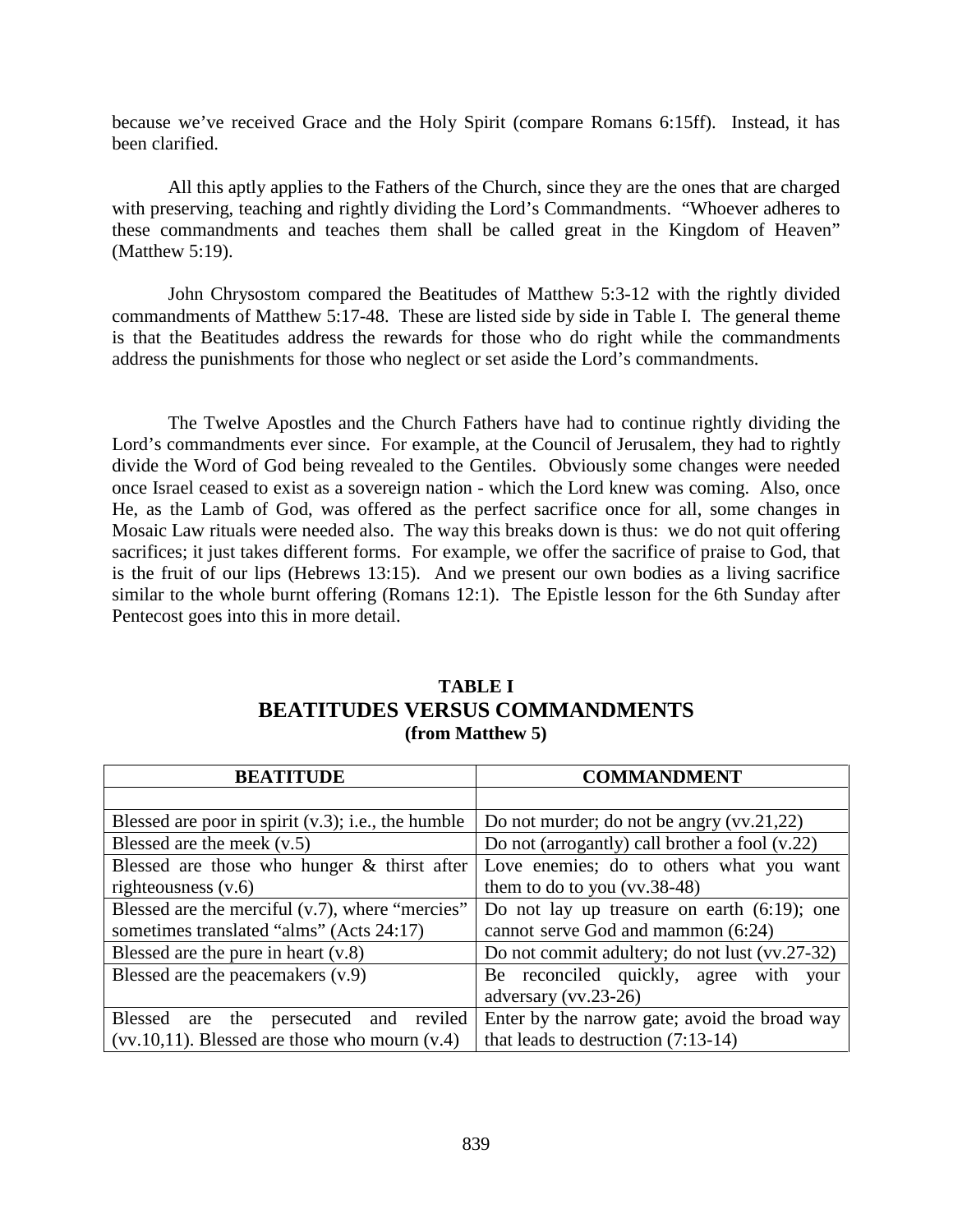because we've received Grace and the Holy Spirit (compare Romans 6:15ff). Instead, it has been clarified.

All this aptly applies to the Fathers of the Church, since they are the ones that are charged with preserving, teaching and rightly dividing the Lord's Commandments. "Whoever adheres to these commandments and teaches them shall be called great in the Kingdom of Heaven" (Matthew 5:19).

John Chrysostom compared the Beatitudes of Matthew 5:3-12 with the rightly divided commandments of Matthew 5:17-48. These are listed side by side in Table I. The general theme is that the Beatitudes address the rewards for those who do right while the commandments address the punishments for those who neglect or set aside the Lord's commandments.

The Twelve Apostles and the Church Fathers have had to continue rightly dividing the Lord's commandments ever since. For example, at the Council of Jerusalem, they had to rightly divide the Word of God being revealed to the Gentiles. Obviously some changes were needed once Israel ceased to exist as a sovereign nation - which the Lord knew was coming. Also, once He, as the Lamb of God, was offered as the perfect sacrifice once for all, some changes in Mosaic Law rituals were needed also. The way this breaks down is thus: we do not quit offering sacrifices; it just takes different forms. For example, we offer the sacrifice of praise to God, that is the fruit of our lips (Hebrews 13:15). And we present our own bodies as a living sacrifice similar to the whole burnt offering (Romans 12:1). The Epistle lesson for the 6th Sunday after Pentecost goes into this in more detail.

**TABLE I**
## BEATITUDES VERSUS COMMANDMENTS
**(from Matthew 5)**

| BEATITUDE | COMMANDMENT |
|---|---|
| | |
| Blessed are poor in spirit (v.3); i.e., the humble | Do not murder; do not be angry (vv.21,22) |
| Blessed are the meek (v.5) | Do not (arrogantly) call brother a fool (v.22) |
| Blessed are those who hunger & thirst after righteousness (v.6) | Love enemies; do to others what you want them to do to you (vv.38-48) |
| Blessed are the merciful (v.7), where "mercies" sometimes translated "alms" (Acts 24:17) | Do not lay up treasure on earth (6:19); one cannot serve God and mammon (6:24) |
| Blessed are the pure in heart (v.8) | Do not commit adultery; do not lust (vv.27-32) |
| Blessed are the peacemakers (v.9) | Be reconciled quickly, agree with your adversary (vv.23-26) |
| Blessed are the persecuted and reviled (vv.10,11). Blessed are those who mourn (v.4) | Enter by the narrow gate; avoid the broad way that leads to destruction (7:13-14) |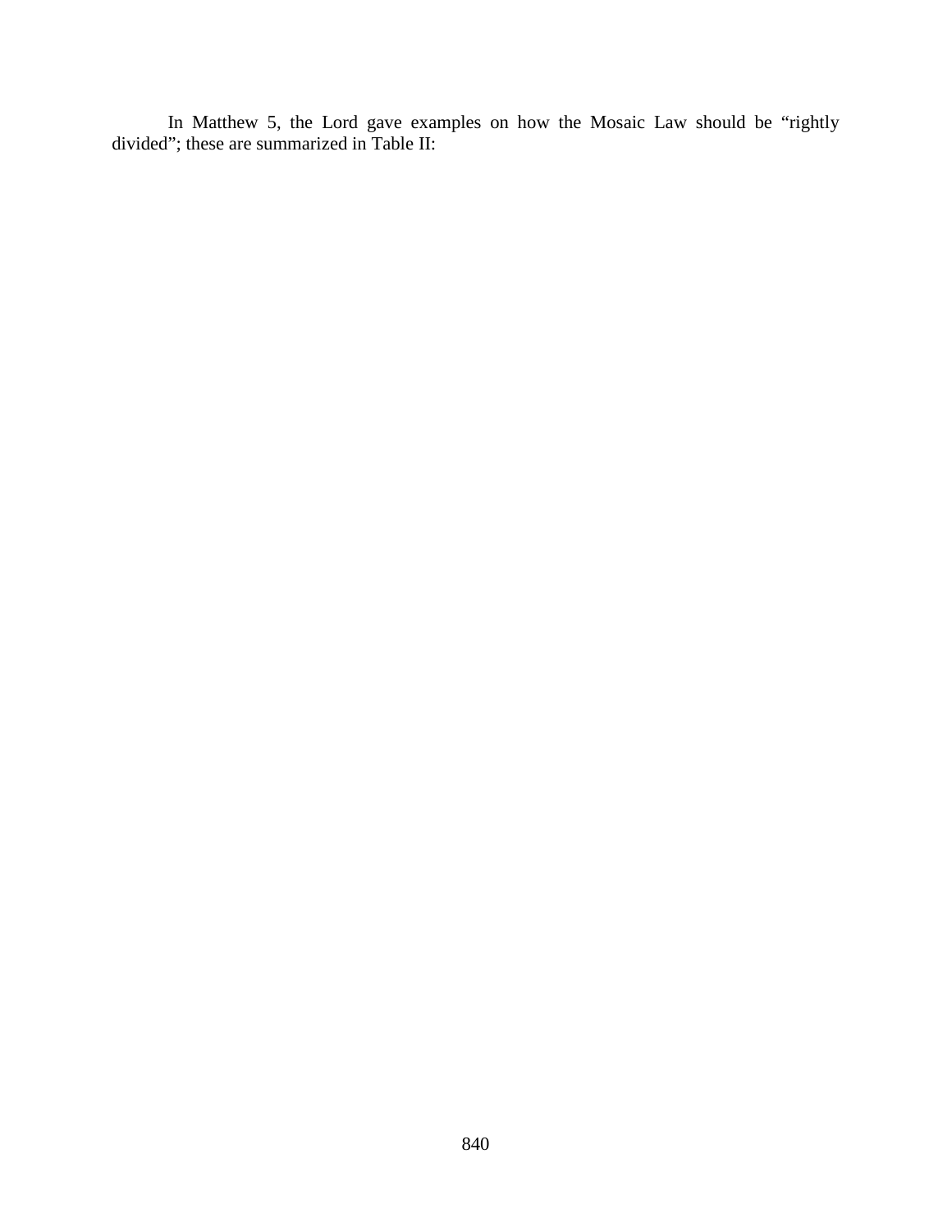In Matthew 5, the Lord gave examples on how the Mosaic Law should be “rightly divided”; these are summarized in Table II: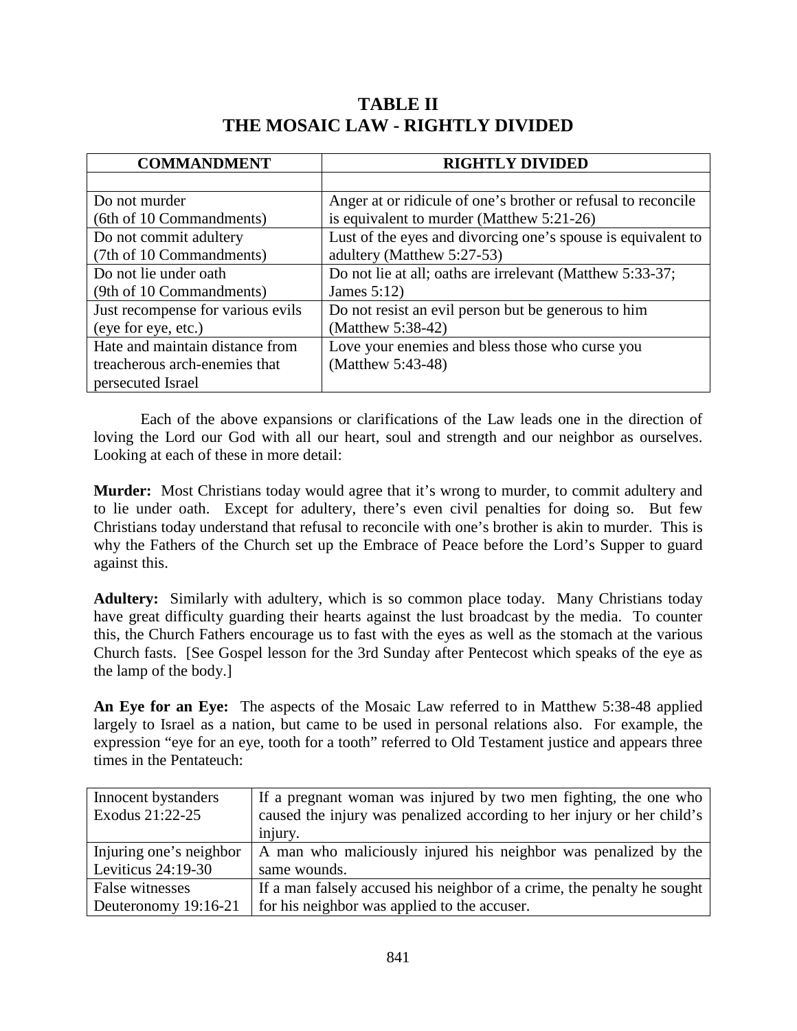## TABLE II
## THE MOSAIC LAW - RIGHTLY DIVIDED

| COMMANDMENT | RIGHTLY DIVIDED |
|---|---|
| | |
| Do not murder (6th of 10 Commandments) | Anger at or ridicule of one's brother or refusal to reconcile is equivalent to murder (Matthew 5:21-26) |
| Do not commit adultery (7th of 10 Commandments) | Lust of the eyes and divorcing one's spouse is equivalent to adultery (Matthew 5:27-53) |
| Do not lie under oath (9th of 10 Commandments) | Do not lie at all; oaths are irrelevant (Matthew 5:33-37; James 5:12) |
| Just recompense for various evils (eye for eye, etc.) | Do not resist an evil person but be generous to him (Matthew 5:38-42) |
| Hate and maintain distance from treacherous arch-enemies that persecuted Israel | Love your enemies and bless those who curse you (Matthew 5:43-48) |

Each of the above expansions or clarifications of the Law leads one in the direction of loving the Lord our God with all our heart, soul and strength and our neighbor as ourselves. Looking at each of these in more detail:

**Murder:** Most Christians today would agree that it's wrong to murder, to commit adultery and to lie under oath. Except for adultery, there's even civil penalties for doing so. But few Christians today understand that refusal to reconcile with one's brother is akin to murder. This is why the Fathers of the Church set up the Embrace of Peace before the Lord's Supper to guard against this.

**Adultery:** Similarly with adultery, which is so common place today. Many Christians today have great difficulty guarding their hearts against the lust broadcast by the media. To counter this, the Church Fathers encourage us to fast with the eyes as well as the stomach at the various Church fasts. [See Gospel lesson for the 3rd Sunday after Pentecost which speaks of the eye as the lamp of the body.]

**An Eye for an Eye:** The aspects of the Mosaic Law referred to in Matthew 5:38-48 applied largely to Israel as a nation, but came to be used in personal relations also. For example, the expression "eye for an eye, tooth for a tooth" referred to Old Testament justice and appears three times in the Pentateuch:

| | |
|---|---|
| Innocent bystanders Exodus 21:22-25 | If a pregnant woman was injured by two men fighting, the one who caused the injury was penalized according to her injury or her child's injury. |
| Injuring one's neighbor Leviticus 24:19-30 | A man who maliciously injured his neighbor was penalized by the same wounds. |
| False witnesses Deuteronomy 19:16-21 | If a man falsely accused his neighbor of a crime, the penalty he sought for his neighbor was applied to the accuser. |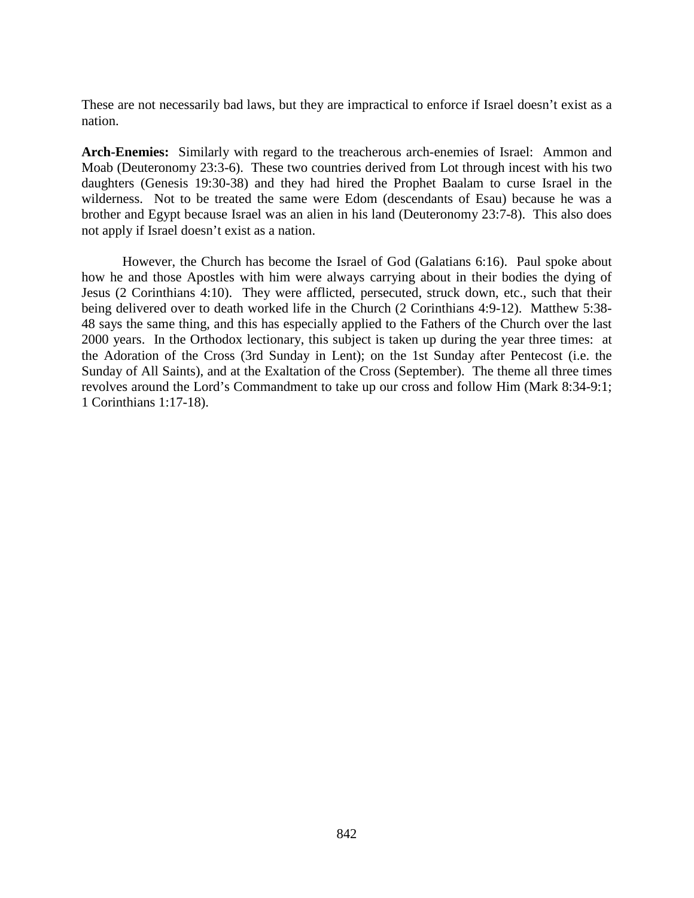These are not necessarily bad laws, but they are impractical to enforce if Israel doesn't exist as a nation.

**Arch-Enemies:** Similarly with regard to the treacherous arch-enemies of Israel: Ammon and Moab (Deuteronomy 23:3-6). These two countries derived from Lot through incest with his two daughters (Genesis 19:30-38) and they had hired the Prophet Baalam to curse Israel in the wilderness. Not to be treated the same were Edom (descendants of Esau) because he was a brother and Egypt because Israel was an alien in his land (Deuteronomy 23:7-8). This also does not apply if Israel doesn't exist as a nation.

However, the Church has become the Israel of God (Galatians 6:16). Paul spoke about how he and those Apostles with him were always carrying about in their bodies the dying of Jesus (2 Corinthians 4:10). They were afflicted, persecuted, struck down, etc., such that their being delivered over to death worked life in the Church (2 Corinthians 4:9-12). Matthew 5:38-48 says the same thing, and this has especially applied to the Fathers of the Church over the last 2000 years. In the Orthodox lectionary, this subject is taken up during the year three times: at the Adoration of the Cross (3rd Sunday in Lent); on the 1st Sunday after Pentecost (i.e. the Sunday of All Saints), and at the Exaltation of the Cross (September). The theme all three times revolves around the Lord's Commandment to take up our cross and follow Him (Mark 8:34-9:1; 1 Corinthians 1:17-18).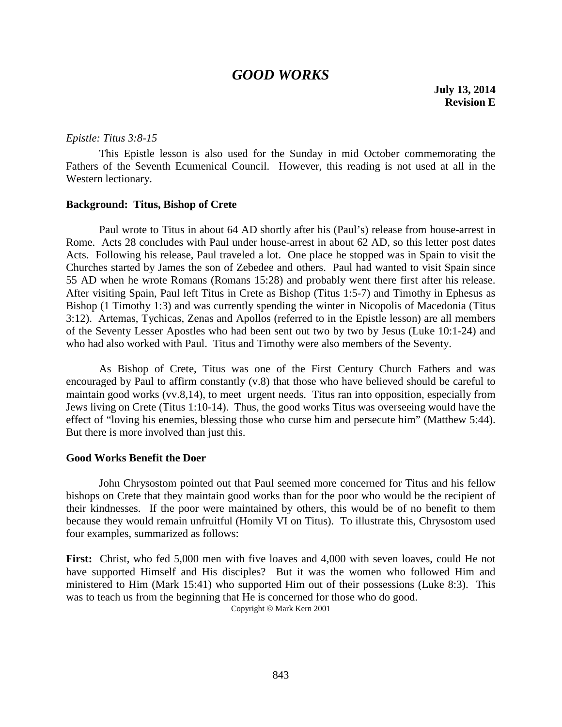# *GOOD WORKS*

**July 13, 2014**
**Revision E**

*Epistle: Titus 3:8-15*

This Epistle lesson is also used for the Sunday in mid October commemorating the Fathers of the Seventh Ecumenical Council. However, this reading is not used at all in the Western lectionary.

**Background: Titus, Bishop of Crete**

Paul wrote to Titus in about 64 AD shortly after his (Paul's) release from house-arrest in Rome. Acts 28 concludes with Paul under house-arrest in about 62 AD, so this letter post dates Acts. Following his release, Paul traveled a lot. One place he stopped was in Spain to visit the Churches started by James the son of Zebedee and others. Paul had wanted to visit Spain since 55 AD when he wrote Romans (Romans 15:28) and probably went there first after his release. After visiting Spain, Paul left Titus in Crete as Bishop (Titus 1:5-7) and Timothy in Ephesus as Bishop (1 Timothy 1:3) and was currently spending the winter in Nicopolis of Macedonia (Titus 3:12). Artemas, Tychicas, Zenas and Apollos (referred to in the Epistle lesson) are all members of the Seventy Lesser Apostles who had been sent out two by two by Jesus (Luke 10:1-24) and who had also worked with Paul. Titus and Timothy were also members of the Seventy.

As Bishop of Crete, Titus was one of the First Century Church Fathers and was encouraged by Paul to affirm constantly (v.8) that those who have believed should be careful to maintain good works (vv.8,14), to meet urgent needs. Titus ran into opposition, especially from Jews living on Crete (Titus 1:10-14). Thus, the good works Titus was overseeing would have the effect of "loving his enemies, blessing those who curse him and persecute him" (Matthew 5:44). But there is more involved than just this.

**Good Works Benefit the Doer**

John Chrysostom pointed out that Paul seemed more concerned for Titus and his fellow bishops on Crete that they maintain good works than for the poor who would be the recipient of their kindnesses. If the poor were maintained by others, this would be of no benefit to them because they would remain unfruitful (Homily VI on Titus). To illustrate this, Chrysostom used four examples, summarized as follows:

**First:** Christ, who fed 5,000 men with five loaves and 4,000 with seven loaves, could He not have supported Himself and His disciples? But it was the women who followed Him and ministered to Him (Mark 15:41) who supported Him out of their possessions (Luke 8:3). This was to teach us from the beginning that He is concerned for those who do good.

Copyright © Mark Kern 2001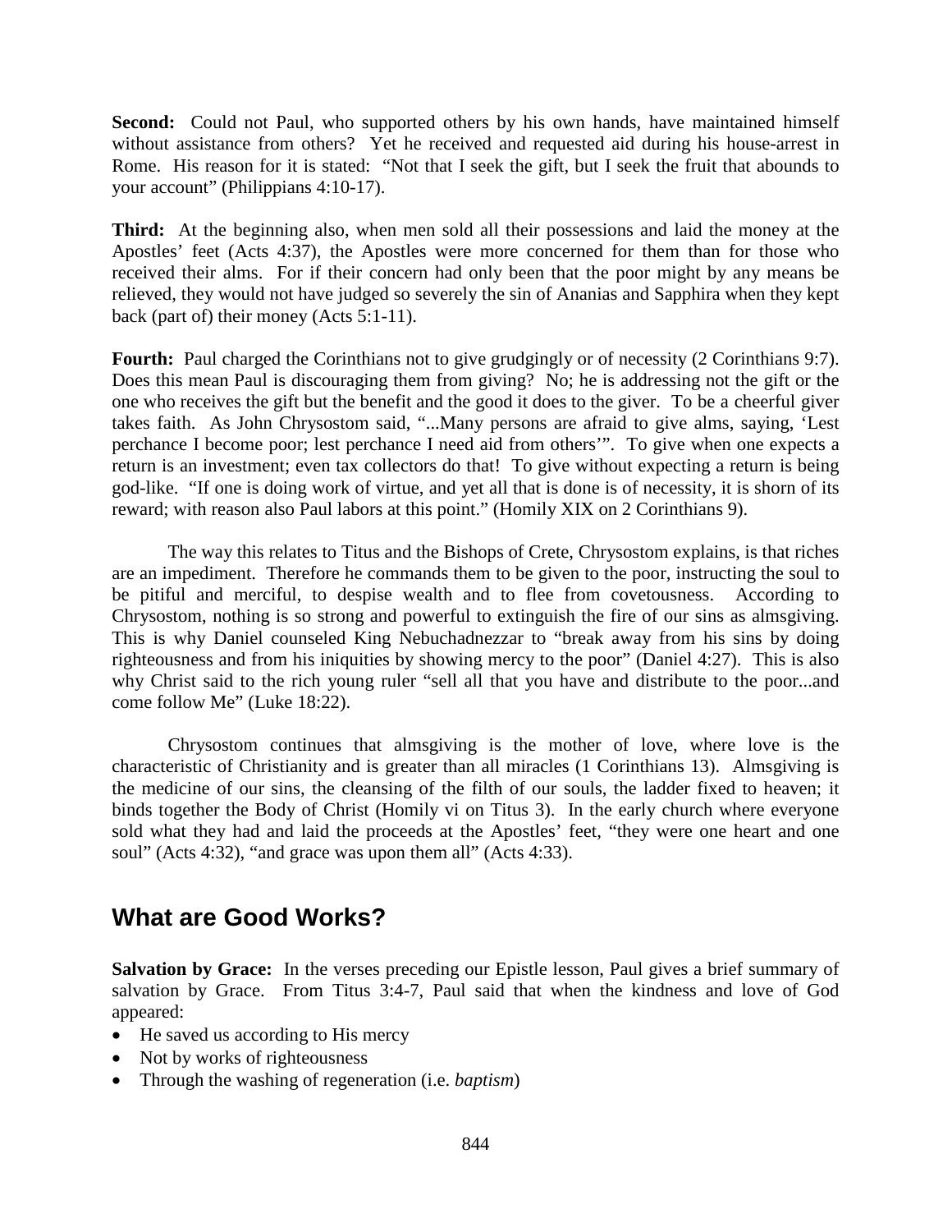**Second:** Could not Paul, who supported others by his own hands, have maintained himself without assistance from others? Yet he received and requested aid during his house-arrest in Rome. His reason for it is stated: "Not that I seek the gift, but I seek the fruit that abounds to your account" (Philippians 4:10-17).

**Third:** At the beginning also, when men sold all their possessions and laid the money at the Apostles' feet (Acts 4:37), the Apostles were more concerned for them than for those who received their alms. For if their concern had only been that the poor might by any means be relieved, they would not have judged so severely the sin of Ananias and Sapphira when they kept back (part of) their money (Acts 5:1-11).

**Fourth:** Paul charged the Corinthians not to give grudgingly or of necessity (2 Corinthians 9:7). Does this mean Paul is discouraging them from giving? No; he is addressing not the gift or the one who receives the gift but the benefit and the good it does to the giver. To be a cheerful giver takes faith. As John Chrysostom said, "...Many persons are afraid to give alms, saying, 'Lest perchance I become poor; lest perchance I need aid from others'". To give when one expects a return is an investment; even tax collectors do that! To give without expecting a return is being god-like. "If one is doing work of virtue, and yet all that is done is of necessity, it is shorn of its reward; with reason also Paul labors at this point." (Homily XIX on 2 Corinthians 9).

The way this relates to Titus and the Bishops of Crete, Chrysostom explains, is that riches are an impediment. Therefore he commands them to be given to the poor, instructing the soul to be pitiful and merciful, to despise wealth and to flee from covetousness. According to Chrysostom, nothing is so strong and powerful to extinguish the fire of our sins as almsgiving. This is why Daniel counseled King Nebuchadnezzar to "break away from his sins by doing righteousness and from his iniquities by showing mercy to the poor" (Daniel 4:27). This is also why Christ said to the rich young ruler "sell all that you have and distribute to the poor...and come follow Me" (Luke 18:22).

Chrysostom continues that almsgiving is the mother of love, where love is the characteristic of Christianity and is greater than all miracles (1 Corinthians 13). Almsgiving is the medicine of our sins, the cleansing of the filth of our souls, the ladder fixed to heaven; it binds together the Body of Christ (Homily vi on Titus 3). In the early church where everyone sold what they had and laid the proceeds at the Apostles' feet, "they were one heart and one soul" (Acts 4:32), "and grace was upon them all" (Acts 4:33).

## What are Good Works?

**Salvation by Grace:** In the verses preceding our Epistle lesson, Paul gives a brief summary of salvation by Grace. From Titus 3:4-7, Paul said that when the kindness and love of God appeared:

- He saved us according to His mercy
- Not by works of righteousness
- Through the washing of regeneration (i.e. *baptism*)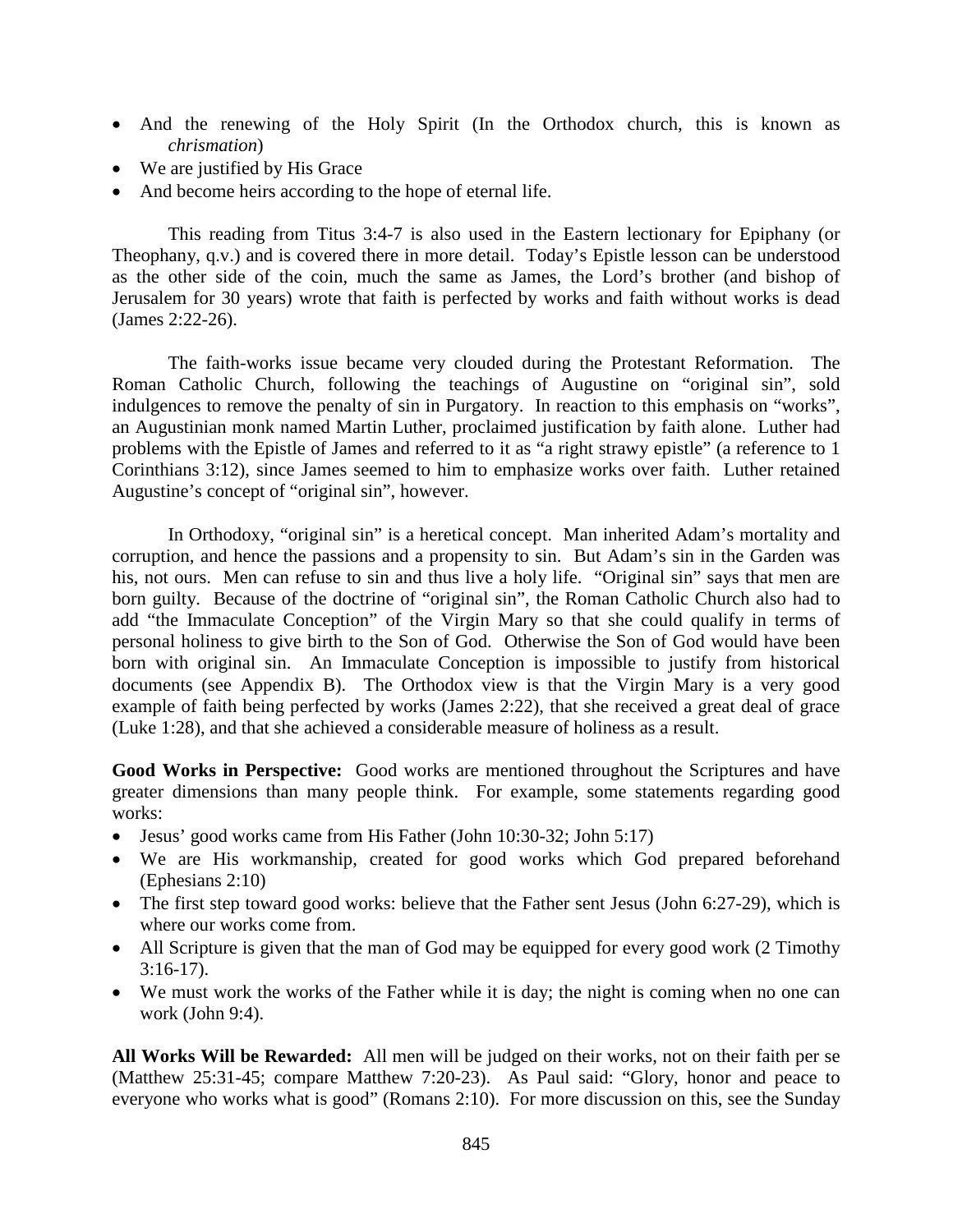- And the renewing of the Holy Spirit (In the Orthodox church, this is known as *chrismation*)
- We are justified by His Grace
- And become heirs according to the hope of eternal life.

This reading from Titus 3:4-7 is also used in the Eastern lectionary for Epiphany (or Theophany, q.v.) and is covered there in more detail. Today's Epistle lesson can be understood as the other side of the coin, much the same as James, the Lord's brother (and bishop of Jerusalem for 30 years) wrote that faith is perfected by works and faith without works is dead (James 2:22-26).

The faith-works issue became very clouded during the Protestant Reformation. The Roman Catholic Church, following the teachings of Augustine on "original sin", sold indulgences to remove the penalty of sin in Purgatory. In reaction to this emphasis on "works", an Augustinian monk named Martin Luther, proclaimed justification by faith alone. Luther had problems with the Epistle of James and referred to it as "a right strawy epistle" (a reference to 1 Corinthians 3:12), since James seemed to him to emphasize works over faith. Luther retained Augustine's concept of "original sin", however.

In Orthodoxy, "original sin" is a heretical concept. Man inherited Adam's mortality and corruption, and hence the passions and a propensity to sin. But Adam's sin in the Garden was his, not ours. Men can refuse to sin and thus live a holy life. "Original sin" says that men are born guilty. Because of the doctrine of "original sin", the Roman Catholic Church also had to add "the Immaculate Conception" of the Virgin Mary so that she could qualify in terms of personal holiness to give birth to the Son of God. Otherwise the Son of God would have been born with original sin. An Immaculate Conception is impossible to justify from historical documents (see Appendix B). The Orthodox view is that the Virgin Mary is a very good example of faith being perfected by works (James 2:22), that she received a great deal of grace (Luke 1:28), and that she achieved a considerable measure of holiness as a result.

**Good Works in Perspective:** Good works are mentioned throughout the Scriptures and have greater dimensions than many people think. For example, some statements regarding good works:

- Jesus' good works came from His Father (John 10:30-32; John 5:17)
- We are His workmanship, created for good works which God prepared beforehand (Ephesians 2:10)
- The first step toward good works: believe that the Father sent Jesus (John 6:27-29), which is where our works come from.
- All Scripture is given that the man of God may be equipped for every good work (2 Timothy 3:16-17).
- We must work the works of the Father while it is day; the night is coming when no one can work (John 9:4).

**All Works Will be Rewarded:** All men will be judged on their works, not on their faith per se (Matthew 25:31-45; compare Matthew 7:20-23). As Paul said: "Glory, honor and peace to everyone who works what is good" (Romans 2:10). For more discussion on this, see the Sunday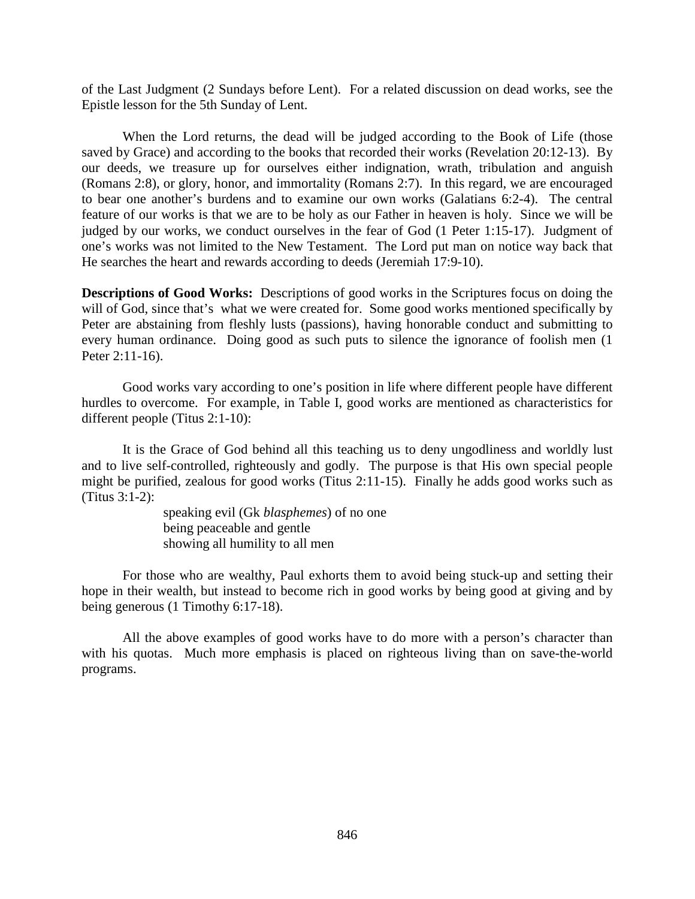of the Last Judgment (2 Sundays before Lent). For a related discussion on dead works, see the Epistle lesson for the 5th Sunday of Lent.

When the Lord returns, the dead will be judged according to the Book of Life (those saved by Grace) and according to the books that recorded their works (Revelation 20:12-13). By our deeds, we treasure up for ourselves either indignation, wrath, tribulation and anguish (Romans 2:8), or glory, honor, and immortality (Romans 2:7). In this regard, we are encouraged to bear one another's burdens and to examine our own works (Galatians 6:2-4). The central feature of our works is that we are to be holy as our Father in heaven is holy. Since we will be judged by our works, we conduct ourselves in the fear of God (1 Peter 1:15-17). Judgment of one's works was not limited to the New Testament. The Lord put man on notice way back that He searches the heart and rewards according to deeds (Jeremiah 17:9-10).

**Descriptions of Good Works:** Descriptions of good works in the Scriptures focus on doing the will of God, since that's what we were created for. Some good works mentioned specifically by Peter are abstaining from fleshly lusts (passions), having honorable conduct and submitting to every human ordinance. Doing good as such puts to silence the ignorance of foolish men (1 Peter 2:11-16).

Good works vary according to one's position in life where different people have different hurdles to overcome. For example, in Table I, good works are mentioned as characteristics for different people (Titus 2:1-10):

It is the Grace of God behind all this teaching us to deny ungodliness and worldly lust and to live self-controlled, righteously and godly. The purpose is that His own special people might be purified, zealous for good works (Titus 2:11-15). Finally he adds good works such as (Titus 3:1-2):

speaking evil (Gk *blasphemes*) of no one
being peaceable and gentle
showing all humility to all men

For those who are wealthy, Paul exhorts them to avoid being stuck-up and setting their hope in their wealth, but instead to become rich in good works by being good at giving and by being generous (1 Timothy 6:17-18).

All the above examples of good works have to do more with a person's character than with his quotas. Much more emphasis is placed on righteous living than on save-the-world programs.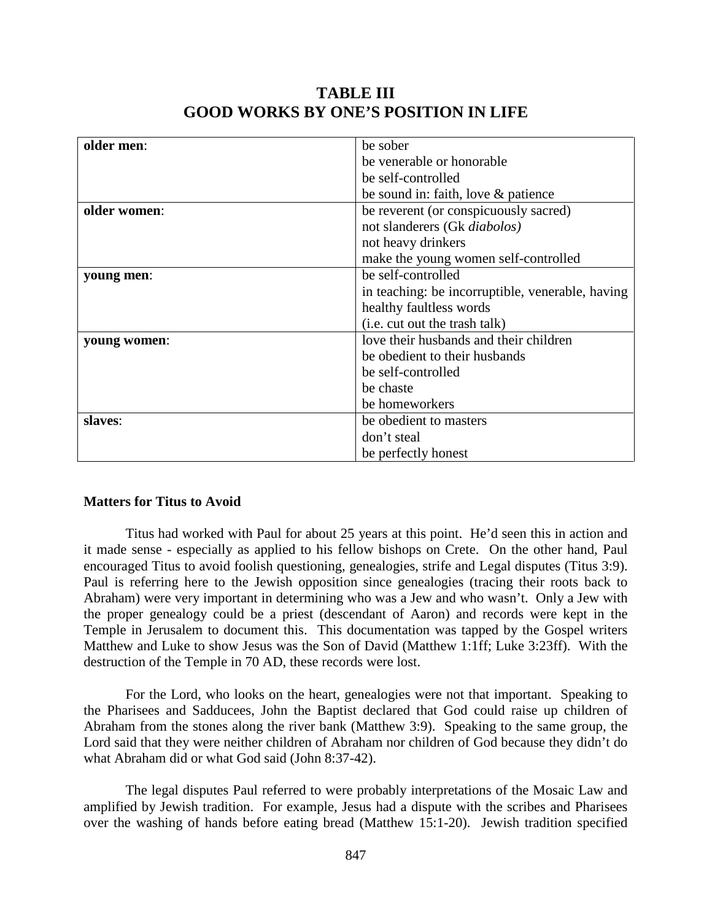## TABLE III
## GOOD WORKS BY ONE'S POSITION IN LIFE

| | |
|---|---|
| **older men**: | be sober<br>be venerable or honorable<br>be self-controlled<br>be sound in: faith, love & patience |
| **older women**: | be reverent (or conspicuously sacred)<br>not slanderers (Gk *diabolos)*<br>not heavy drinkers<br>make the young women self-controlled |
| **young men**: | be self-controlled<br>in teaching: be incorruptible, venerable, having healthy faultless words<br>(i.e. cut out the trash talk) |
| **young women**: | love their husbands and their children<br>be obedient to their husbands<br>be self-controlled<br>be chaste<br>be homeworkers |
| **slaves**: | be obedient to masters<br>don't steal<br>be perfectly honest |

**Matters for Titus to Avoid**

Titus had worked with Paul for about 25 years at this point. He'd seen this in action and it made sense - especially as applied to his fellow bishops on Crete. On the other hand, Paul encouraged Titus to avoid foolish questioning, genealogies, strife and Legal disputes (Titus 3:9). Paul is referring here to the Jewish opposition since genealogies (tracing their roots back to Abraham) were very important in determining who was a Jew and who wasn't. Only a Jew with the proper genealogy could be a priest (descendant of Aaron) and records were kept in the Temple in Jerusalem to document this. This documentation was tapped by the Gospel writers Matthew and Luke to show Jesus was the Son of David (Matthew 1:1ff; Luke 3:23ff). With the destruction of the Temple in 70 AD, these records were lost.

For the Lord, who looks on the heart, genealogies were not that important. Speaking to the Pharisees and Sadducees, John the Baptist declared that God could raise up children of Abraham from the stones along the river bank (Matthew 3:9). Speaking to the same group, the Lord said that they were neither children of Abraham nor children of God because they didn't do what Abraham did or what God said (John 8:37-42).

The legal disputes Paul referred to were probably interpretations of the Mosaic Law and amplified by Jewish tradition. For example, Jesus had a dispute with the scribes and Pharisees over the washing of hands before eating bread (Matthew 15:1-20). Jewish tradition specified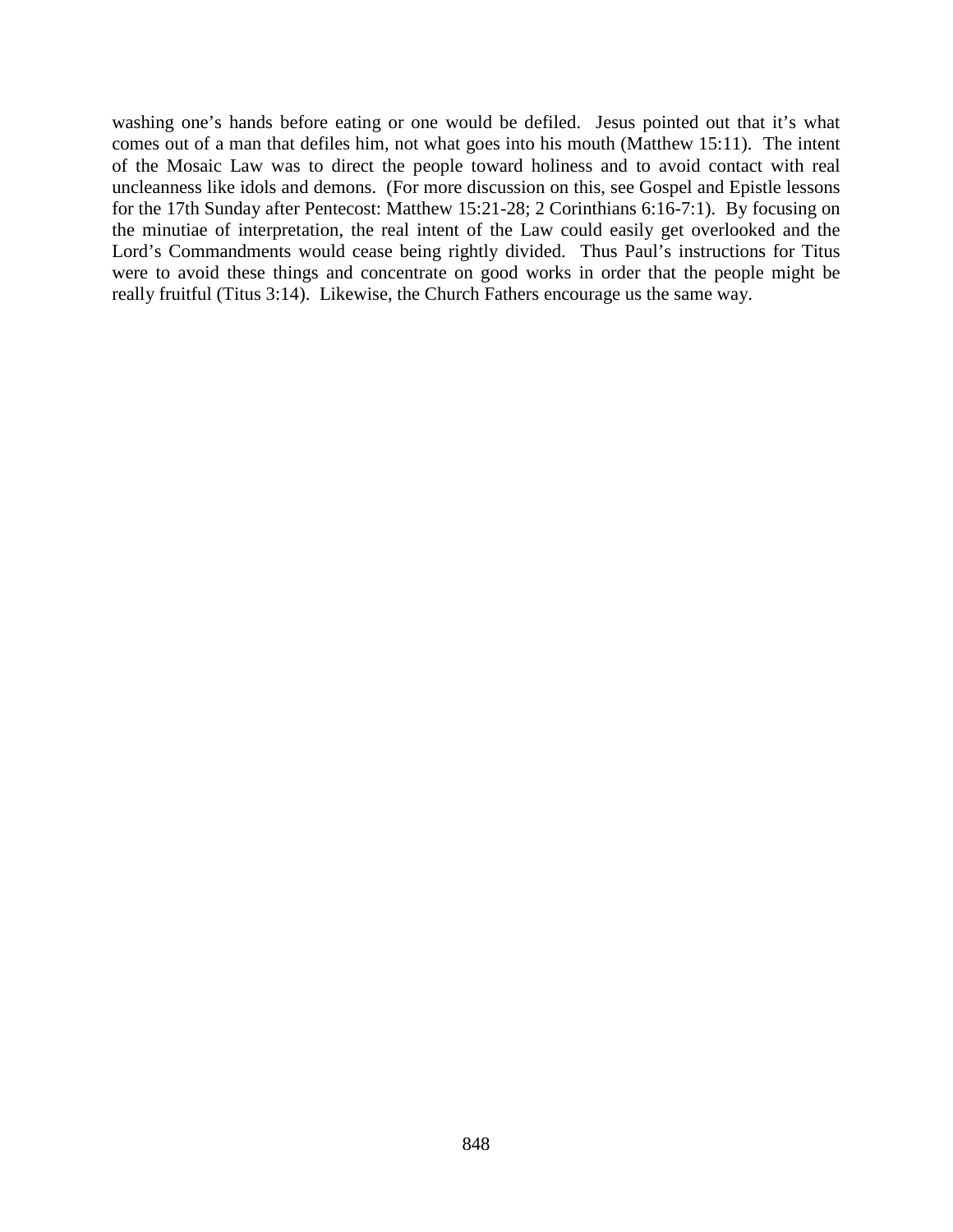washing one's hands before eating or one would be defiled. Jesus pointed out that it's what comes out of a man that defiles him, not what goes into his mouth (Matthew 15:11). The intent of the Mosaic Law was to direct the people toward holiness and to avoid contact with real uncleanness like idols and demons. (For more discussion on this, see Gospel and Epistle lessons for the 17th Sunday after Pentecost: Matthew 15:21-28; 2 Corinthians 6:16-7:1). By focusing on the minutiae of interpretation, the real intent of the Law could easily get overlooked and the Lord's Commandments would cease being rightly divided. Thus Paul's instructions for Titus were to avoid these things and concentrate on good works in order that the people might be really fruitful (Titus 3:14). Likewise, the Church Fathers encourage us the same way.